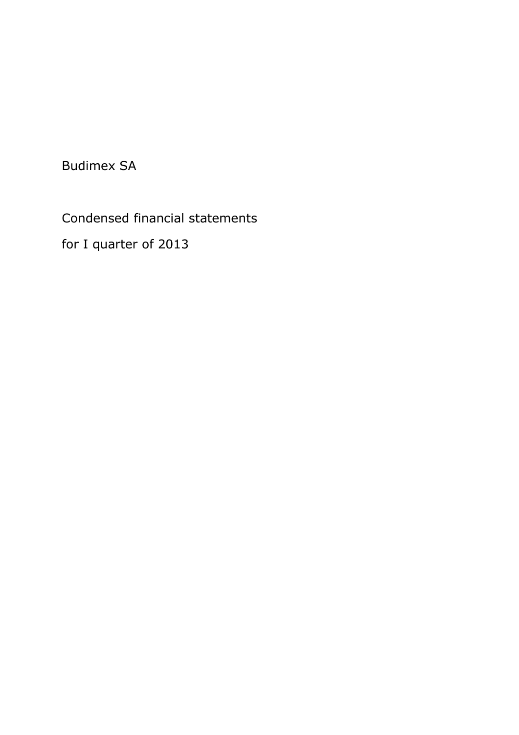Budimex SA

# Condensed financial statements

for I quarter of 2013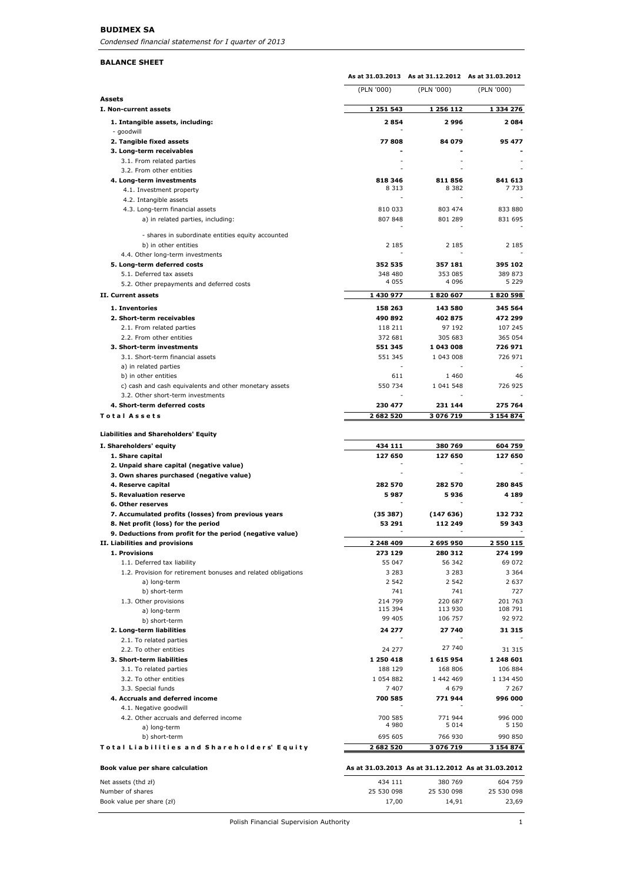**BUDIMEX SA**

*Condensed financial statemenst for I quarter of 2013*

## BALANCE SHEET

| | As at 31.03.2013 | As at 31.12.2012 | As at 31.03.2012 |
|---|---|---|---|
| | (PLN '000) | (PLN '000) | (PLN '000) |
| **Assets** | | | |
| **I. Non-current assets** | **1 251 543** | **1 256 112** | **1 334 276** |
| **1. Intangible assets, including:** | **2 854** | **2 996** | **2 084** |
| - goodwill | - | - | - |
| **2. Tangible fixed assets** | **77 808** | **84 079** | **95 477** |
| **3. Long-term receivables** | **-** | **-** | **-** |
| 3.1. From related parties | - | - | - |
| 3.2. From other entities | - | - | - |
| **4. Long-term investments** | **818 346** | **811 856** | **841 613** |
| 4.1. Investment property | 8 313 | 8 382 | 7 733 |
| 4.2. Intangible assets | - | - | - |
| 4.3. Long-term financial assets | 810 033 | 803 474 | 833 880 |
| a) in related parties, including: | 807 848 | 801 289 | 831 695 |
| - shares in subordinate entities equity accounted | - | - | - |
| b) in other entities | 2 185 | 2 185 | 2 185 |
| 4.4. Other long-term investments | - | - | - |
| **5. Long-term deferred costs** | **352 535** | **357 181** | **395 102** |
| 5.1. Deferred tax assets | 348 480 | 353 085 | 389 873 |
| 5.2. Other prepayments and deferred costs | 4 055 | 4 096 | 5 229 |
| **II. Current assets** | **1 430 977** | **1 820 607** | **1 820 598** |
| **1. Inventories** | **158 263** | **143 580** | **345 564** |
| **2. Short-term receivables** | **490 892** | **402 875** | **472 299** |
| 2.1. From related parties | 118 211 | 97 192 | 107 245 |
| 2.2. From other entities | 372 681 | 305 683 | 365 054 |
| **3. Short-term investments** | **551 345** | **1 043 008** | **726 971** |
| 3.1. Short-term financial assets | 551 345 | 1 043 008 | 726 971 |
| a) in related parties | - | - | - |
| b) in other entities | 611 | 1 460 | 46 |
| c) cash and cash equivalents and other monetary assets | 550 734 | 1 041 548 | 726 925 |
| 3.2. Other short-term investments | - | - | - |
| **4. Short-term deferred costs** | **230 477** | **231 144** | **275 764** |
| **Total Assets** | **2 682 520** | **3 076 719** | **3 154 874** |
| | | | |
| **Liabilities and Shareholders' Equity** | | | |
| **I. Shareholders' equity** | **434 111** | **380 769** | **604 759** |
| **1. Share capital** | **127 650** | **127 650** | **127 650** |
| **2. Unpaid share capital (negative value)** | - | - | - |
| **3. Own shares purchased (negative value)** | - | - | - |
| **4. Reserve capital** | **282 570** | **282 570** | **280 845** |
| **5. Revaluation reserve** | **5 987** | **5 936** | **4 189** |
| **6. Other reserves** | - | - | - |
| **7. Accumulated profits (losses) from previous years** | **(35 387)** | **(147 636)** | **132 732** |
| **8. Net profit (loss) for the period** | **53 291** | **112 249** | **59 343** |
| **9. Deductions from profit for the period (negative value)** | - | - | - |
| **II. Liabilities and provisions** | **2 248 409** | **2 695 950** | **2 550 115** |
| **1. Provisions** | **273 129** | **280 312** | **274 199** |
| 1.1. Deferred tax liability | 55 047 | 56 342 | 69 072 |
| 1.2. Provision for retirement bonuses and related obligations | 3 283 | 3 283 | 3 364 |
| a) long-term | 2 542 | 2 542 | 2 637 |
| b) short-term | 741 | 741 | 727 |
| 1.3. Other provisions | 214 799 | 220 687 | 201 763 |
| a) long-term | 115 394 | 113 930 | 108 791 |
| b) short-term | 99 405 | 106 757 | 92 972 |
| **2. Long-term liabilities** | **24 277** | **27 740** | **31 315** |
| 2.1. To related parties | - | - | - |
| 2.2. To other entities | 24 277 | 27 740 | 31 315 |
| **3. Short-term liabilities** | **1 250 418** | **1 615 954** | **1 248 601** |
| 3.1. To related parties | 188 129 | 168 806 | 106 884 |
| 3.2. To other entities | 1 054 882 | 1 442 469 | 1 134 450 |
| 3.3. Special funds | 7 407 | 4 679 | 7 267 |
| **4. Accruals and deferred income** | **700 585** | **771 944** | **996 000** |
| 4.1. Negative goodwill | - | - | - |
| 4.2. Other accruals and deferred income | 700 585 | 771 944 | 996 000 |
| a) long-term | 4 980 | 5 014 | 5 150 |
| b) short-term | 695 605 | 766 930 | 990 850 |
| **Total Liabilities and Shareholders' Equity** | **2 682 520** | **3 076 719** | **3 154 874** |

| **Book value per share calculation** | **As at 31.03.2013** | **As at 31.12.2012** | **As at 31.03.2012** |
|---|---|---|---|
| Net assets (thd zł) | 434 111 | 380 769 | 604 759 |
| Number of shares | 25 530 098 | 25 530 098 | 25 530 098 |
| Book value per share (zł) | 17,00 | 14,91 | 23,69 |

Polish Financial Supervision Authority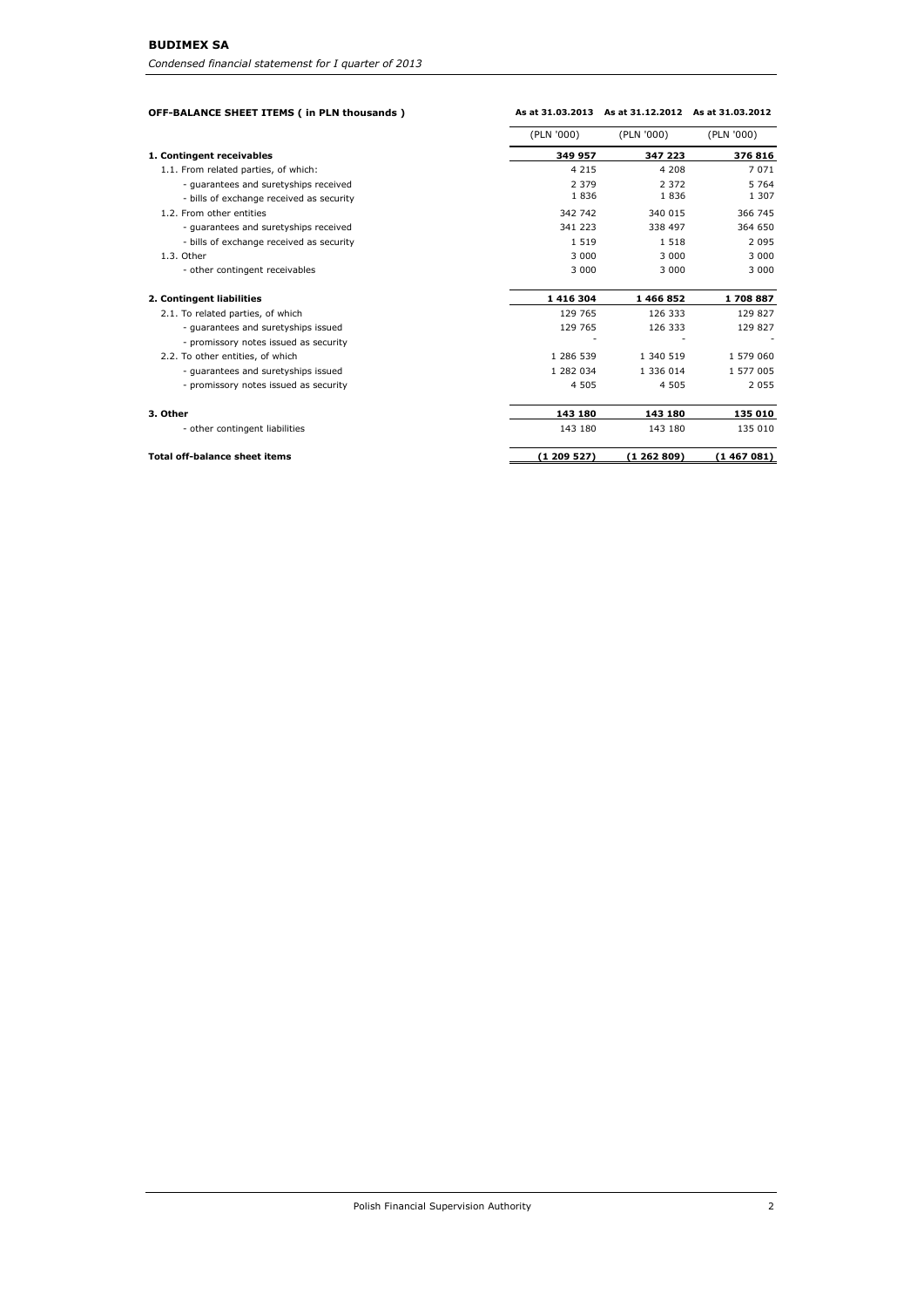**BUDIMEX SA**

*Condensed financial statemenst for I quarter of 2013*

| OFF-BALANCE SHEET ITEMS ( in PLN thousands ) | As at 31.03.2013 | As at 31.12.2012 | As at 31.03.2012 |
|---|---|---|---|
| | (PLN '000) | (PLN '000) | (PLN '000) |
| **1. Contingent receivables** | **349 957** | **347 223** | **376 816** |
| 1.1. From related parties, of which: | 4 215 | 4 208 | 7 071 |
| - guarantees and suretyships received | 2 379 | 2 372 | 5 764 |
| - bills of exchange received as security | 1 836 | 1 836 | 1 307 |
| 1.2. From other entities | 342 742 | 340 015 | 366 745 |
| - guarantees and suretyships received | 341 223 | 338 497 | 364 650 |
| - bills of exchange received as security | 1 519 | 1 518 | 2 095 |
| 1.3. Other | 3 000 | 3 000 | 3 000 |
| - other contingent receivables | 3 000 | 3 000 | 3 000 |
| **2. Contingent liabilities** | **1 416 304** | **1 466 852** | **1 708 887** |
| 2.1. To related parties, of which | 129 765 | 126 333 | 129 827 |
| - guarantees and suretyships issued | 129 765 | 126 333 | 129 827 |
| - promissory notes issued as security | - | - | - |
| 2.2. To other entities, of which | 1 286 539 | 1 340 519 | 1 579 060 |
| - guarantees and suretyships issued | 1 282 034 | 1 336 014 | 1 577 005 |
| - promissory notes issued as security | 4 505 | 4 505 | 2 055 |
| **3. Other** | **143 180** | **143 180** | **135 010** |
| - other contingent liabilities | 143 180 | 143 180 | 135 010 |
| **Total off-balance sheet items** | **(1 209 527)** | **(1 262 809)** | **(1 467 081)** |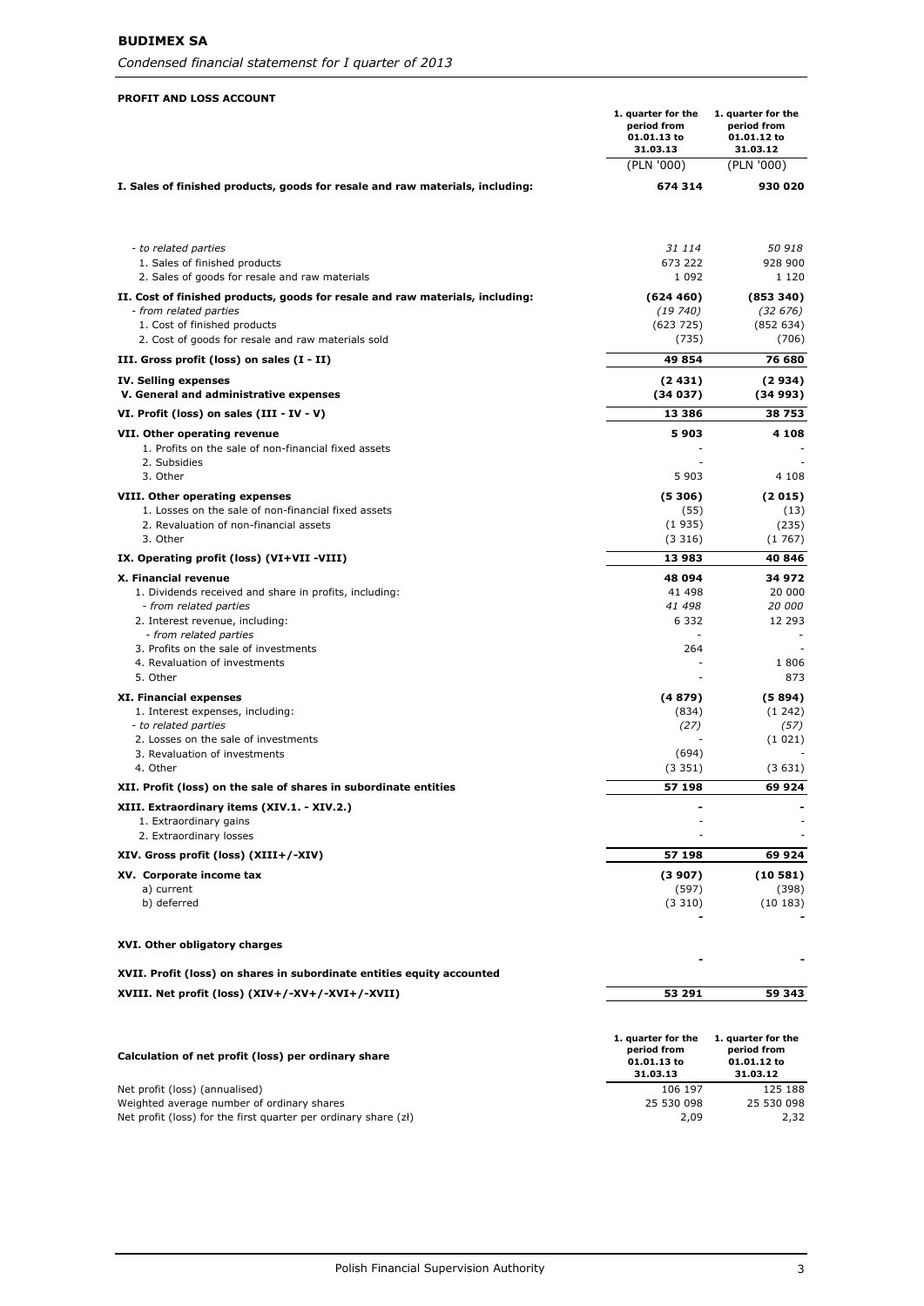**BUDIMEX SA**

*Condensed financial statemenst for I quarter of 2013*

**PROFIT AND LOSS ACCOUNT**

| | 1. quarter for the period from 01.01.13 to 31.03.13 | 1. quarter for the period from 01.01.12 to 31.03.12 |
|---|---|---|
| | (PLN '000) | (PLN '000) |
| **I. Sales of finished products, goods for resale and raw materials, including:** | **674 314** | **930 020** |
| *- to related parties* | *31 114* | *50 918* |
| 1. Sales of finished products | 673 222 | 928 900 |
| 2. Sales of goods for resale and raw materials | 1 092 | 1 120 |
| **II. Cost of finished products, goods for resale and raw materials, including:** | **(624 460)** | **(853 340)** |
| *- from related parties* | *(19 740)* | *(32 676)* |
| 1. Cost of finished products | (623 725) | (852 634) |
| 2. Cost of goods for resale and raw materials sold | (735) | (706) |
| **III. Gross profit (loss) on sales (I - II)** | **49 854** | **76 680** |
| **IV. Selling expenses** | **(2 431)** | **(2 934)** |
| **V. General and administrative expenses** | **(34 037)** | **(34 993)** |
| **VI. Profit (loss) on sales (III - IV - V)** | **13 386** | **38 753** |
| **VII. Other operating revenue** | **5 903** | **4 108** |
| 1. Profits on the sale of non-financial fixed assets | - | - |
| 2. Subsidies | - | - |
| 3. Other | 5 903 | 4 108 |
| **VIII. Other operating expenses** | **(5 306)** | **(2 015)** |
| 1. Losses on the sale of non-financial fixed assets | (55) | (13) |
| 2. Revaluation of non-financial assets | (1 935) | (235) |
| 3. Other | (3 316) | (1 767) |
| **IX. Operating profit (loss) (VI+VII -VIII)** | **13 983** | **40 846** |
| **X. Financial revenue** | **48 094** | **34 972** |
| 1. Dividends received and share in profits, including: | 41 498 | 20 000 |
| *- from related parties* | *41 498* | *20 000* |
| 2. Interest revenue, including: | 6 332 | 12 293 |
| *- from related parties* | - | - |
| 3. Profits on the sale of investments | 264 | - |
| 4. Revaluation of investments | - | 1 806 |
| 5. Other | - | 873 |
| **XI. Financial expenses** | **(4 879)** | **(5 894)** |
| 1. Interest expenses, including: | (834) | (1 242) |
| *- to related parties* | *(27)* | *(57)* |
| 2. Losses on the sale of investments | - | (1 021) |
| 3. Revaluation of investments | (694) | - |
| 4. Other | (3 351) | (3 631) |
| **XII. Profit (loss) on the sale of shares in subordinate entities** | **57 198** | **69 924** |
| **XIII. Extraordinary items (XIV.1. - XIV.2.)** | **-** | **-** |
| 1. Extraordinary gains | - | - |
| 2. Extraordinary losses | - | - |
| **XIV. Gross profit (loss) (XIII+/-XIV)** | **57 198** | **69 924** |
| **XV. Corporate income tax** | **(3 907)** | **(10 581)** |
| a) current | (597) | (398) |
| b) deferred | (3 310) | (10 183) |
| | **-** | **-** |
| **XVI. Other obligatory charges** | | |
| | **-** | **-** |
| **XVII. Profit (loss) on shares in subordinate entities equity accounted** | | |
| **XVIII. Net profit (loss) (XIV+/-XV+/-XVI+/-XVII)** | **53 291** | **59 343** |

| Calculation of net profit (loss) per ordinary share | 1. quarter for the period from 01.01.13 to 31.03.13 | 1. quarter for the period from 01.01.12 to 31.03.12 |
|---|---|---|
| Net profit (loss) (annualised) | 106 197 | 125 188 |
| Weighted average number of ordinary shares | 25 530 098 | 25 530 098 |
| Net profit (loss) for the first quarter per ordinary share (zł) | 2,09 | 2,32 |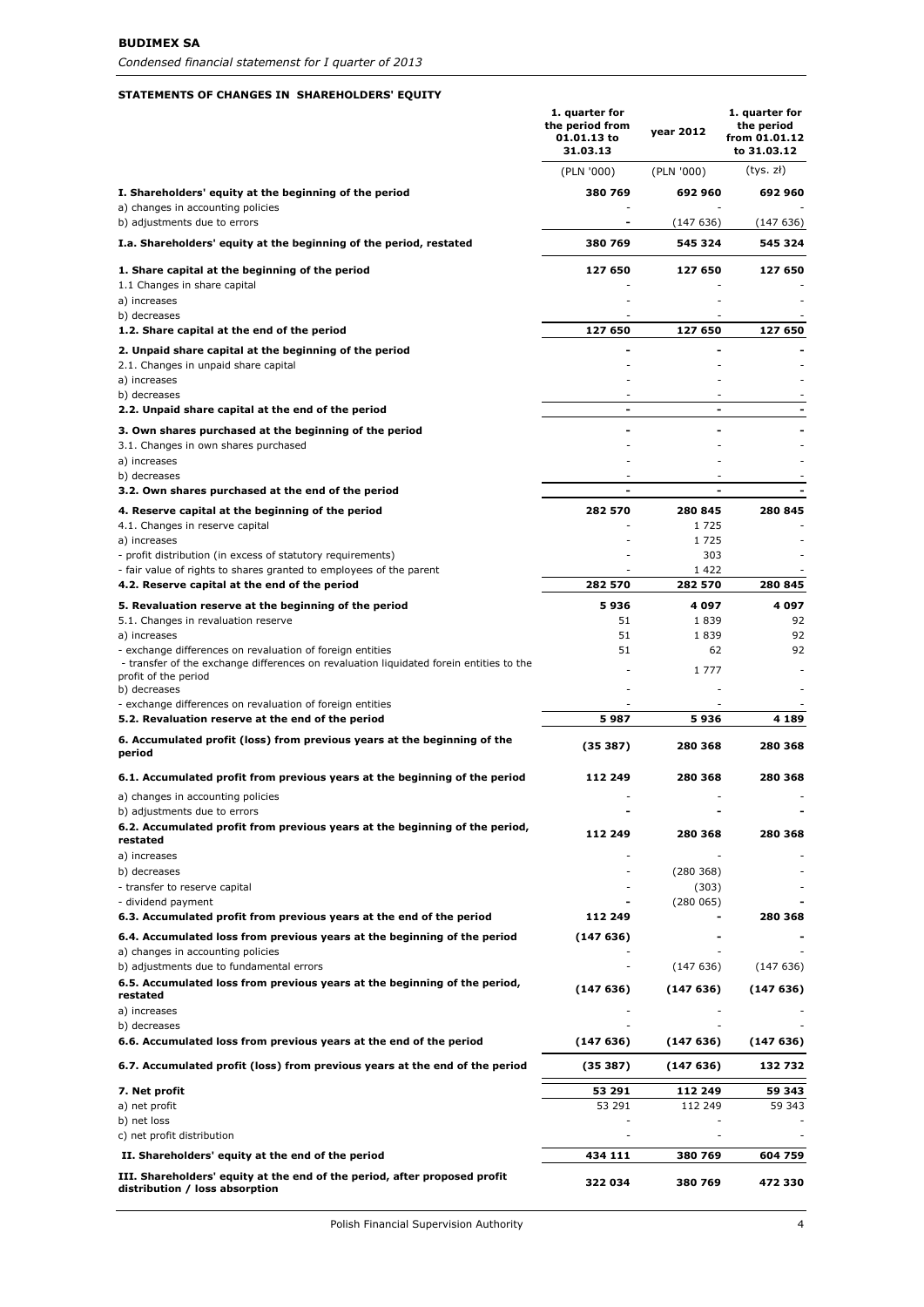**BUDIMEX SA**

*Condensed financial statemenst for I quarter of 2013*

**STATEMENTS OF CHANGES IN SHAREHOLDERS' EQUITY**

| | 1. quarter for the period from 01.01.13 to 31.03.13 | year 2012 | 1. quarter for the period from 01.01.12 to 31.03.12 |
|---|---|---|---|
| | (PLN '000) | (PLN '000) | (tys. zł) |
| **I. Shareholders' equity at the beginning of the period** | **380 769** | **692 960** | **692 960** |
| a) changes in accounting policies | - | - | - |
| b) adjustments due to errors | - | (147 636) | (147 636) |
| **I.a. Shareholders' equity at the beginning of the period, restated** | **380 769** | **545 324** | **545 324** |
| **1. Share capital at the beginning of the period** | **127 650** | **127 650** | **127 650** |
| 1.1 Changes in share capital | - | - | - |
| a) increases | - | - | - |
| b) decreases | - | - | - |
| **1.2. Share capital at the end of the period** | **127 650** | **127 650** | **127 650** |
| **2. Unpaid share capital at the beginning of the period** | **-** | **-** | **-** |
| 2.1. Changes in unpaid share capital | - | - | - |
| a) increases | - | - | - |
| b) decreases | - | - | - |
| **2.2. Unpaid share capital at the end of the period** | **-** | **-** | **-** |
| **3. Own shares purchased at the beginning of the period** | **-** | **-** | **-** |
| 3.1. Changes in own shares purchased | - | - | - |
| a) increases | - | - | - |
| b) decreases | - | - | - |
| **3.2. Own shares purchased at the end of the period** | **-** | **-** | **-** |
| **4. Reserve capital at the beginning of the period** | **282 570** | **280 845** | **280 845** |
| 4.1. Changes in reserve capital | - | 1 725 | - |
| a) increases | - | 1 725 | - |
| - profit distribution (in excess of statutory requirements) | - | 303 | - |
| - fair value of rights to shares granted to employees of the parent | - | 1 422 | - |
| **4.2. Reserve capital at the end of the period** | **282 570** | **282 570** | **280 845** |
| **5. Revaluation reserve at the beginning of the period** | **5 936** | **4 097** | **4 097** |
| 5.1. Changes in revaluation reserve | 51 | 1 839 | 92 |
| a) increases | 51 | 1 839 | 92 |
| - exchange differences on revaluation of foreign entities | 51 | 62 | 92 |
| - transfer of the exchange differences on revaluation liquidated forein entities to the profit of the period | - | 1 777 | - |
| b) decreases | - | - | - |
| - exchange differences on revaluation of foreign entities | - | - | - |
| **5.2. Revaluation reserve at the end of the period** | **5 987** | **5 936** | **4 189** |
| **6. Accumulated profit (loss) from previous years at the beginning of the period** | **(35 387)** | **280 368** | **280 368** |
| **6.1. Accumulated profit from previous years at the beginning of the period** | **112 249** | **280 368** | **280 368** |
| a) changes in accounting policies | - | - | - |
| b) adjustments due to errors | - | - | - |
| **6.2. Accumulated profit from previous years at the beginning of the period, restated** | **112 249** | **280 368** | **280 368** |
| a) increases | - | - | - |
| b) decreases | - | (280 368) | - |
| - transfer to reserve capital | - | (303) | - |
| - dividend payment | - | (280 065) | - |
| **6.3. Accumulated profit from previous years at the end of the period** | **112 249** | **-** | **280 368** |
| **6.4. Accumulated loss from previous years at the beginning of the period** | **(147 636)** | **-** | **-** |
| a) changes in accounting policies | - | - | - |
| b) adjustments due to fundamental errors | - | (147 636) | (147 636) |
| **6.5. Accumulated loss from previous years at the beginning of the period, restated** | **(147 636)** | **(147 636)** | **(147 636)** |
| a) increases | - | - | - |
| b) decreases | - | - | - |
| **6.6. Accumulated loss from previous years at the end of the period** | **(147 636)** | **(147 636)** | **(147 636)** |
| **6.7. Accumulated profit (loss) from previous years at the end of the period** | **(35 387)** | **(147 636)** | **132 732** |
| **7. Net profit** | **53 291** | **112 249** | **59 343** |
| a) net profit | 53 291 | 112 249 | 59 343 |
| b) net loss | - | - | - |
| c) net profit distribution | - | - | - |
| **II. Shareholders' equity at the end of the period** | **434 111** | **380 769** | **604 759** |
| **III. Shareholders' equity at the end of the period, after proposed profit distribution / loss absorption** | **322 034** | **380 769** | **472 330** |

Polish Financial Supervision Authority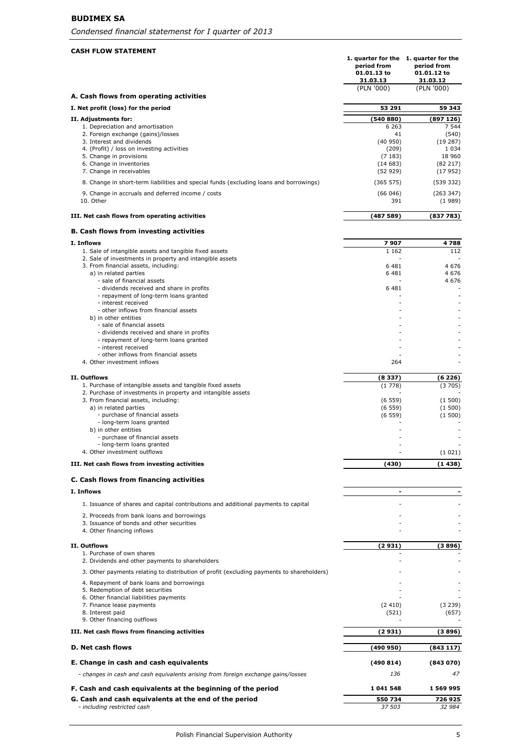**BUDIMEX SA**

*Condensed financial statemenst for I quarter of 2013*

**CASH FLOW STATEMENT**

| | 1. quarter for the period from 01.01.13 to 31.03.13 (PLN '000) | 1. quarter for the period from 01.01.12 to 31.03.12 (PLN '000) |
|---|---|---|
| **A. Cash flows from operating activities** | | |
| **I. Net profit (loss) for the period** | **53 291** | **59 343** |
| **II. Adjustments for:** | **(540 880)** | **(897 126)** |
| 1. Depreciation and amortisation | 6 263 | 7 544 |
| 2. Foreign exchange (gains)/losses | 41 | (540) |
| 3. Interest and dividends | (40 950) | (19 287) |
| 4. (Profit) / loss on investing activities | (209) | 1 034 |
| 5. Change in provisions | (7 183) | 18 960 |
| 6. Change in inventories | (14 683) | (82 217) |
| 7. Change in receivables | (52 929) | (17 952) |
| 8. Change in short-term liabilities and special funds (excluding loans and borrowings) | (365 575) | (539 332) |
| 9. Change in accruals and deferred income / costs | (66 046) | (263 347) |
| 10. Other | 391 | (1 989) |
| **III. Net cash flows from operating activities** | **(487 589)** | **(837 783)** |
| **B. Cash flows from investing activities** | | |
| **I. Inflows** | **7 907** | **4 788** |
| 1. Sale of intangible assets and tangible fixed assets | 1 162 | 112 |
| 2. Sale of investments in property and intangible assets | - | - |
| 3. From financial assets, including: | 6 481 | 4 676 |
| a) in related parties | 6 481 | 4 676 |
| - sale of financial assets | - | 4 676 |
| - dividends received and share in profits | 6 481 | - |
| - repayment of long-term loans granted | - | - |
| - interest received | - | - |
| - other inflows from financial assets | - | - |
| b) in other entities | - | - |
| - sale of financial assets | - | - |
| - dividends received and share in profits | - | - |
| - repayment of long-term loans granted | - | - |
| - interest received | - | - |
| - other inflows from financial assets | - | - |
| 4. Other investment inflows | 264 | - |
| **II. Outflows** | **(8 337)** | **(6 226)** |
| 1. Purchase of intangible assets and tangible fixed assets | (1 778) | (3 705) |
| 2. Purchase of investments in property and intangible assets | - | - |
| 3. From financial assets, including: | (6 559) | (1 500) |
| a) in related parties | (6 559) | (1 500) |
| - purchase of financial assets | (6 559) | (1 500) |
| - long-term loans granted | - | - |
| b) in other entities | - | - |
| - purchase of financial assets | - | - |
| - long-term loans granted | - | - |
| 4. Other investment outflows | - | (1 021) |
| **III. Net cash flows from investing activities** | **(430)** | **(1 438)** |
| **C. Cash flows from financing activities** | | |
| **I. Inflows** | **-** | **-** |
| 1. Issuance of shares and capital contributions and additional payments to capital | - | - |
| 2. Proceeds from bank loans and borrowings | - | - |
| 3. Issuance of bonds and other securities | - | - |
| 4. Other financing inflows | - | - |
| **II. Outflows** | **(2 931)** | **(3 896)** |
| 1. Purchase of own shares | - | - |
| 2. Dividends and other payments to shareholders | - | - |
| 3. Other payments relating to distribution of profit (excluding payments to shareholders) | - | - |
| 4. Repayment of bank loans and borrowings | - | - |
| 5. Redemption of debt securities | - | - |
| 6. Other financial liabilities payments | - | - |
| 7. Finance lease payments | (2 410) | (3 239) |
| 8. Interest paid | (521) | (657) |
| 9. Other financing outflows | - | - |
| **III. Net cash flows from financing activities** | **(2 931)** | **(3 896)** |
| **D. Net cash flows** | **(490 950)** | **(843 117)** |
| **E. Change in cash and cash equivalents** | **(490 814)** | **(843 070)** |
| *- changes in cash and cash equivalents arising from foreign exchange gains/losses* | *136* | *47* |
| **F. Cash and cash equivalents at the beginning of the period** | **1 041 548** | **1 569 995** |
| **G. Cash and cash equivalents at the end of the period** | **550 734** | **726 925** |
| *- including restricted cash* | *37 503* | *32 984* |

Polish Financial Supervision Authority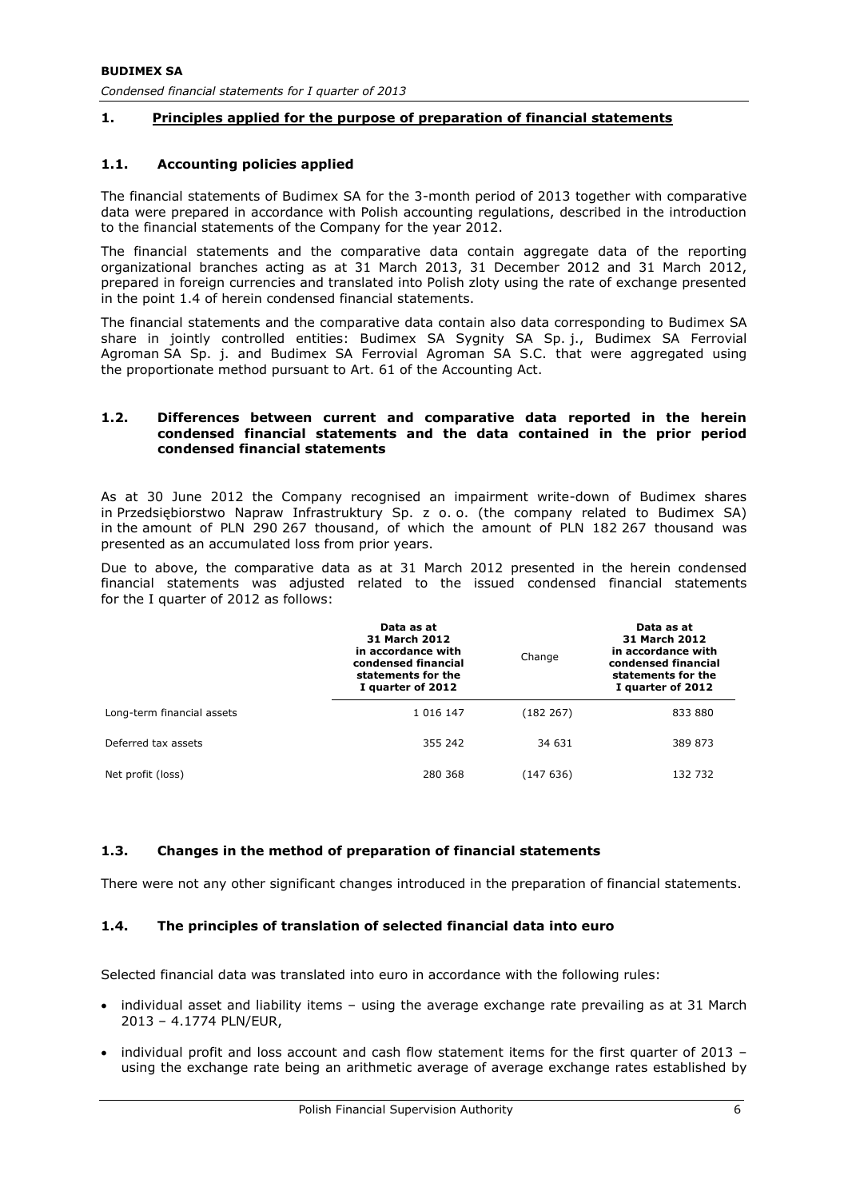## 1. Principles applied for the purpose of preparation of financial statements

### 1.1. Accounting policies applied

The financial statements of Budimex SA for the 3-month period of 2013 together with comparative data were prepared in accordance with Polish accounting regulations, described in the introduction to the financial statements of the Company for the year 2012.

The financial statements and the comparative data contain aggregate data of the reporting organizational branches acting as at 31 March 2013, 31 December 2012 and 31 March 2012, prepared in foreign currencies and translated into Polish zloty using the rate of exchange presented in the point 1.4 of herein condensed financial statements.

The financial statements and the comparative data contain also data corresponding to Budimex SA share in jointly controlled entities: Budimex SA Sygnity SA Sp. j., Budimex SA Ferrovial Agroman SA Sp. j. and Budimex SA Ferrovial Agroman SA S.C. that were aggregated using the proportionate method pursuant to Art. 61 of the Accounting Act.

### 1.2. Differences between current and comparative data reported in the herein condensed financial statements and the data contained in the prior period condensed financial statements

As at 30 June 2012 the Company recognised an impairment write-down of Budimex shares in Przedsiębiorstwo Napraw Infrastruktury Sp. z o. o. (the company related to Budimex SA) in the amount of PLN 290 267 thousand, of which the amount of PLN 182 267 thousand was presented as an accumulated loss from prior years.

Due to above, the comparative data as at 31 March 2012 presented in the herein condensed financial statements was adjusted related to the issued condensed financial statements for the I quarter of 2012 as follows:

| | Data as at 31 March 2012 in accordance with condensed financial statements for the I quarter of 2012 | Change | Data as at 31 March 2012 in accordance with condensed financial statements for the I quarter of 2012 |
|---|---|---|---|
| Long-term financial assets | 1 016 147 | (182 267) | 833 880 |
| Deferred tax assets | 355 242 | 34 631 | 389 873 |
| Net profit (loss) | 280 368 | (147 636) | 132 732 |

### 1.3. Changes in the method of preparation of financial statements

There were not any other significant changes introduced in the preparation of financial statements.

### 1.4. The principles of translation of selected financial data into euro

Selected financial data was translated into euro in accordance with the following rules:

- individual asset and liability items – using the average exchange rate prevailing as at 31 March 2013 – 4.1774 PLN/EUR,
- individual profit and loss account and cash flow statement items for the first quarter of 2013 – using the exchange rate being an arithmetic average of average exchange rates established by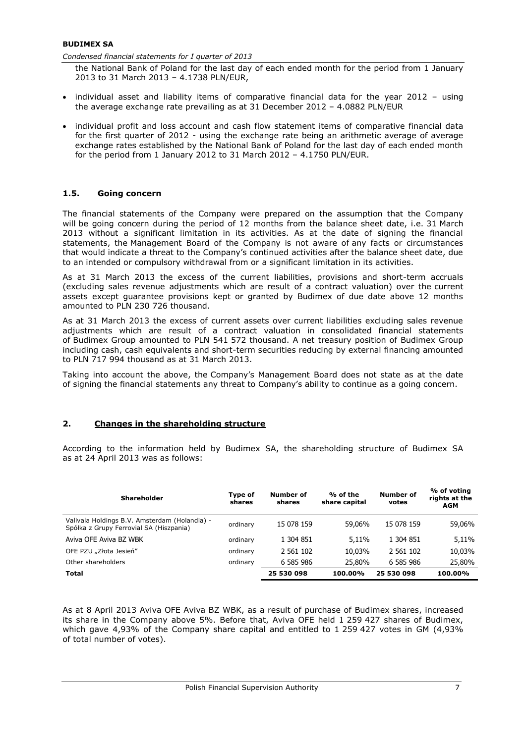the National Bank of Poland for the last day of each ended month for the period from 1 January 2013 to 31 March 2013 – 4.1738 PLN/EUR,

- individual asset and liability items of comparative financial data for the year 2012 – using the average exchange rate prevailing as at 31 December 2012 – 4.0882 PLN/EUR
- individual profit and loss account and cash flow statement items of comparative financial data for the first quarter of 2012 - using the exchange rate being an arithmetic average of average exchange rates established by the National Bank of Poland for the last day of each ended month for the period from 1 January 2012 to 31 March 2012 – 4.1750 PLN/EUR.

### 1.5. Going concern

The financial statements of the Company were prepared on the assumption that the Company will be going concern during the period of 12 months from the balance sheet date, i.e. 31 March 2013 without a significant limitation in its activities. As at the date of signing the financial statements, the Management Board of the Company is not aware of any facts or circumstances that would indicate a threat to the Company's continued activities after the balance sheet date, due to an intended or compulsory withdrawal from or a significant limitation in its activities.

As at 31 March 2013 the excess of the current liabilities, provisions and short-term accruals (excluding sales revenue adjustments which are result of a contract valuation) over the current assets except guarantee provisions kept or granted by Budimex of due date above 12 months amounted to PLN 230 726 thousand.

As at 31 March 2013 the excess of current assets over current liabilities excluding sales revenue adjustments which are result of a contract valuation in consolidated financial statements of Budimex Group amounted to PLN 541 572 thousand. A net treasury position of Budimex Group including cash, cash equivalents and short-term securities reducing by external financing amounted to PLN 717 994 thousand as at 31 March 2013.

Taking into account the above, the Company's Management Board does not state as at the date of signing the financial statements any threat to Company's ability to continue as a going concern.

## 2. Changes in the shareholding structure

According to the information held by Budimex SA, the shareholding structure of Budimex SA as at 24 April 2013 was as follows:

| Shareholder | Type of shares | Number of shares | % of the share capital | Number of votes | % of voting rights at the AGM |
|---|---|---|---|---|---|
| Valivala Holdings B.V. Amsterdam (Holandia) - Spółka z Grupy Ferrovial SA (Hiszpania) | ordinary | 15 078 159 | 59,06% | 15 078 159 | 59,06% |
| Aviva OFE Aviva BZ WBK | ordinary | 1 304 851 | 5,11% | 1 304 851 | 5,11% |
| OFE PZU „Złota Jesień" | ordinary | 2 561 102 | 10,03% | 2 561 102 | 10,03% |
| Other shareholders | ordinary | 6 585 986 | 25,80% | 6 585 986 | 25,80% |
| **Total** | | **25 530 098** | **100.00%** | **25 530 098** | **100.00%** |

As at 8 April 2013 Aviva OFE Aviva BZ WBK, as a result of purchase of Budimex shares, increased its share in the Company above 5%. Before that, Aviva OFE held 1 259 427 shares of Budimex, which gave 4,93% of the Company share capital and entitled to 1 259 427 votes in GM (4,93% of total number of votes).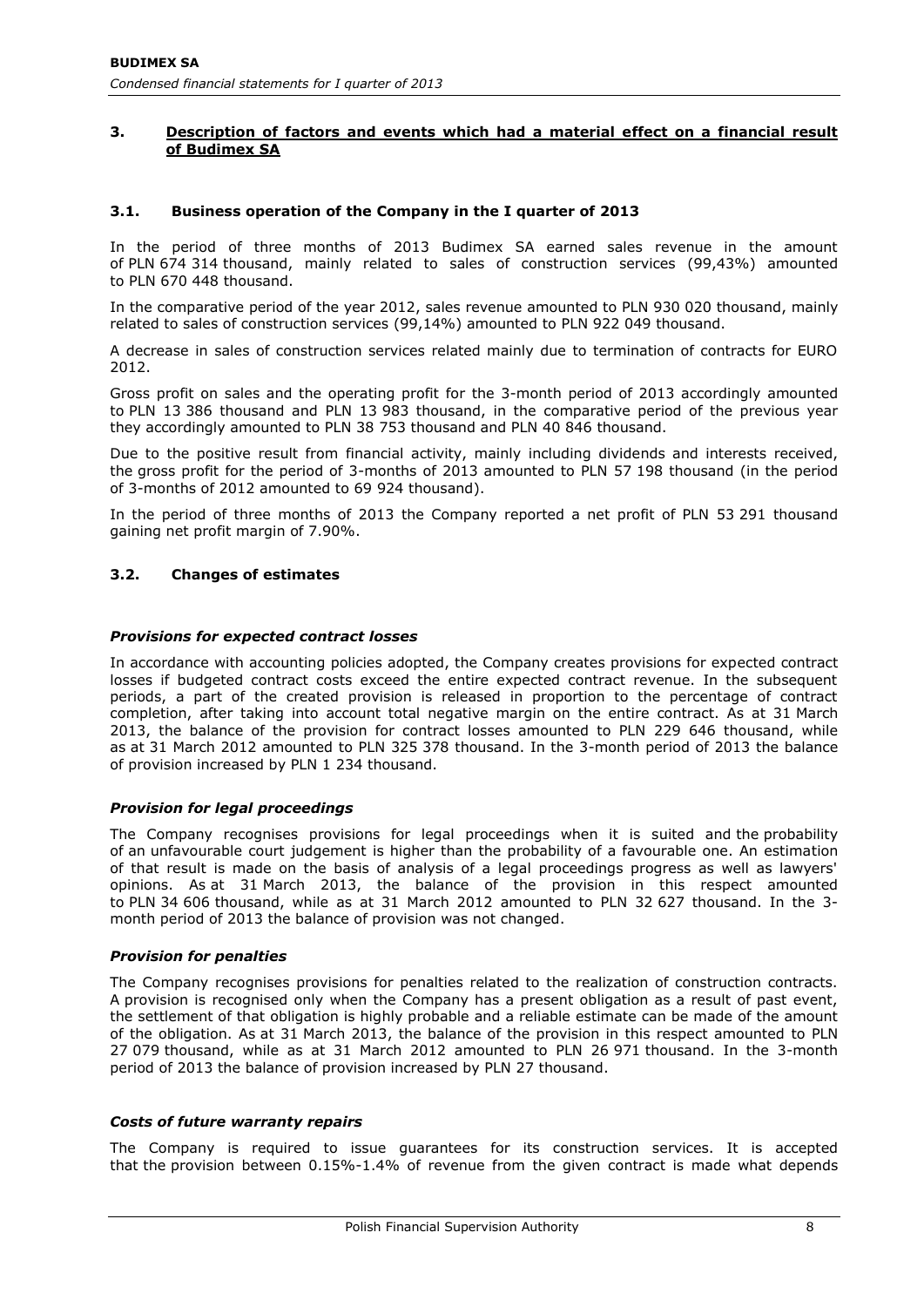## 3. Description of factors and events which had a material effect on a financial result of Budimex SA

### 3.1. Business operation of the Company in the I quarter of 2013

In the period of three months of 2013 Budimex SA earned sales revenue in the amount of PLN 674 314 thousand, mainly related to sales of construction services (99,43%) amounted to PLN 670 448 thousand.

In the comparative period of the year 2012, sales revenue amounted to PLN 930 020 thousand, mainly related to sales of construction services (99,14%) amounted to PLN 922 049 thousand.

A decrease in sales of construction services related mainly due to termination of contracts for EURO 2012.

Gross profit on sales and the operating profit for the 3-month period of 2013 accordingly amounted to PLN 13 386 thousand and PLN 13 983 thousand, in the comparative period of the previous year they accordingly amounted to PLN 38 753 thousand and PLN 40 846 thousand.

Due to the positive result from financial activity, mainly including dividends and interests received, the gross profit for the period of 3-months of 2013 amounted to PLN 57 198 thousand (in the period of 3-months of 2012 amounted to 69 924 thousand).

In the period of three months of 2013 the Company reported a net profit of PLN 53 291 thousand gaining net profit margin of 7.90%.

### 3.2. Changes of estimates

***Provisions for expected contract losses***

In accordance with accounting policies adopted, the Company creates provisions for expected contract losses if budgeted contract costs exceed the entire expected contract revenue. In the subsequent periods, a part of the created provision is released in proportion to the percentage of contract completion, after taking into account total negative margin on the entire contract. As at 31 March 2013, the balance of the provision for contract losses amounted to PLN 229 646 thousand, while as at 31 March 2012 amounted to PLN 325 378 thousand. In the 3-month period of 2013 the balance of provision increased by PLN 1 234 thousand.

***Provision for legal proceedings***

The Company recognises provisions for legal proceedings when it is suited and the probability of an unfavourable court judgement is higher than the probability of a favourable one. An estimation of that result is made on the basis of analysis of a legal proceedings progress as well as lawyers' opinions. As at 31 March 2013, the balance of the provision in this respect amounted to PLN 34 606 thousand, while as at 31 March 2012 amounted to PLN 32 627 thousand. In the 3-month period of 2013 the balance of provision was not changed.

***Provision for penalties***

The Company recognises provisions for penalties related to the realization of construction contracts. A provision is recognised only when the Company has a present obligation as a result of past event, the settlement of that obligation is highly probable and a reliable estimate can be made of the amount of the obligation. As at 31 March 2013, the balance of the provision in this respect amounted to PLN 27 079 thousand, while as at 31 March 2012 amounted to PLN 26 971 thousand. In the 3-month period of 2013 the balance of provision increased by PLN 27 thousand.

***Costs of future warranty repairs***

The Company is required to issue guarantees for its construction services. It is accepted that the provision between 0.15%-1.4% of revenue from the given contract is made what depends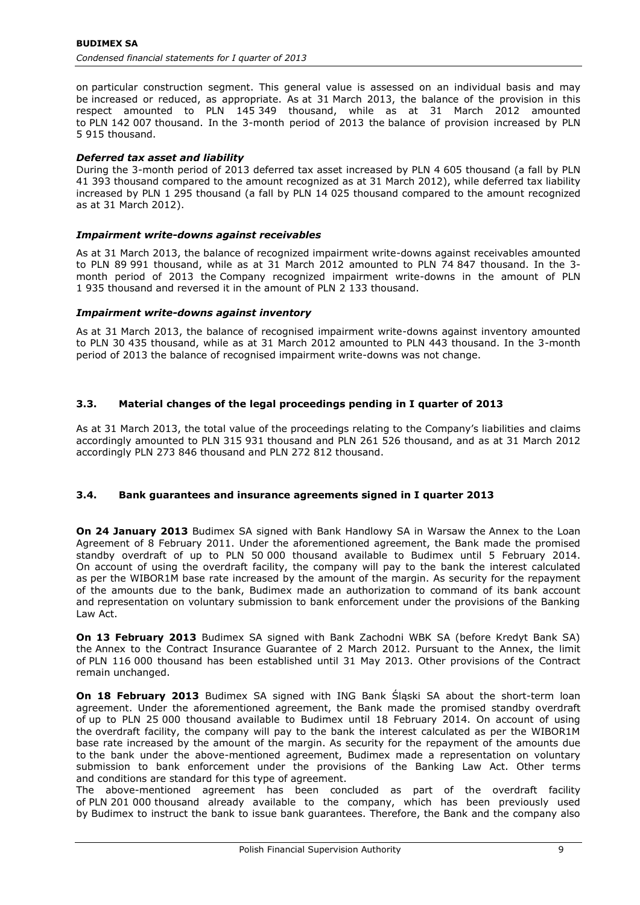on particular construction segment. This general value is assessed on an individual basis and may be increased or reduced, as appropriate. As at 31 March 2013, the balance of the provision in this respect amounted to PLN 145 349 thousand, while as at 31 March 2012 amounted to PLN 142 007 thousand. In the 3-month period of 2013 the balance of provision increased by PLN 5 915 thousand.

### *Deferred tax asset and liability*

During the 3-month period of 2013 deferred tax asset increased by PLN 4 605 thousand (a fall by PLN 41 393 thousand compared to the amount recognized as at 31 March 2012), while deferred tax liability increased by PLN 1 295 thousand (a fall by PLN 14 025 thousand compared to the amount recognized as at 31 March 2012).

### *Impairment write-downs against receivables*

As at 31 March 2013, the balance of recognized impairment write-downs against receivables amounted to PLN 89 991 thousand, while as at 31 March 2012 amounted to PLN 74 847 thousand. In the 3-month period of 2013 the Company recognized impairment write-downs in the amount of PLN 1 935 thousand and reversed it in the amount of PLN 2 133 thousand.

### *Impairment write-downs against inventory*

As at 31 March 2013, the balance of recognised impairment write-downs against inventory amounted to PLN 30 435 thousand, while as at 31 March 2012 amounted to PLN 443 thousand. In the 3-month period of 2013 the balance of recognised impairment write-downs was not change.

## 3.3. Material changes of the legal proceedings pending in I quarter of 2013

As at 31 March 2013, the total value of the proceedings relating to the Company's liabilities and claims accordingly amounted to PLN 315 931 thousand and PLN 261 526 thousand, and as at 31 March 2012 accordingly PLN 273 846 thousand and PLN 272 812 thousand.

## 3.4. Bank guarantees and insurance agreements signed in I quarter 2013

**On 24 January 2013** Budimex SA signed with Bank Handlowy SA in Warsaw the Annex to the Loan Agreement of 8 February 2011. Under the aforementioned agreement, the Bank made the promised standby overdraft of up to PLN 50 000 thousand available to Budimex until 5 February 2014. On account of using the overdraft facility, the company will pay to the bank the interest calculated as per the WIBOR1M base rate increased by the amount of the margin. As security for the repayment of the amounts due to the bank, Budimex made an authorization to command of its bank account and representation on voluntary submission to bank enforcement under the provisions of the Banking Law Act.

**On 13 February 2013** Budimex SA signed with Bank Zachodni WBK SA (before Kredyt Bank SA) the Annex to the Contract Insurance Guarantee of 2 March 2012. Pursuant to the Annex, the limit of PLN 116 000 thousand has been established until 31 May 2013. Other provisions of the Contract remain unchanged.

**On 18 February 2013** Budimex SA signed with ING Bank Śląski SA about the short-term loan agreement. Under the aforementioned agreement, the Bank made the promised standby overdraft of up to PLN 25 000 thousand available to Budimex until 18 February 2014. On account of using the overdraft facility, the company will pay to the bank the interest calculated as per the WIBOR1M base rate increased by the amount of the margin. As security for the repayment of the amounts due to the bank under the above-mentioned agreement, Budimex made a representation on voluntary submission to bank enforcement under the provisions of the Banking Law Act. Other terms and conditions are standard for this type of agreement.
The above-mentioned agreement has been concluded as part of the overdraft facility of PLN 201 000 thousand already available to the company, which has been previously used by Budimex to instruct the bank to issue bank guarantees. Therefore, the Bank and the company also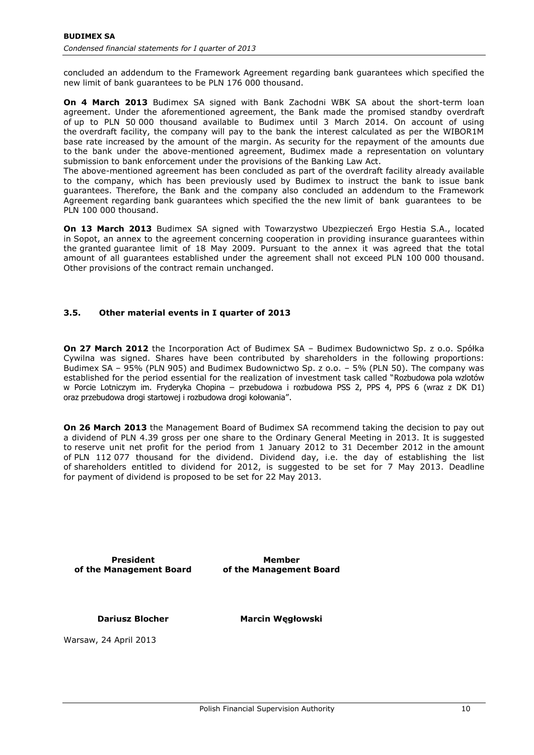concluded an addendum to the Framework Agreement regarding bank guarantees which specified the new limit of bank guarantees to be PLN 176 000 thousand.

**On 4 March 2013** Budimex SA signed with Bank Zachodni WBK SA about the short-term loan agreement. Under the aforementioned agreement, the Bank made the promised standby overdraft of up to PLN 50 000 thousand available to Budimex until 3 March 2014. On account of using the overdraft facility, the company will pay to the bank the interest calculated as per the WIBOR1M base rate increased by the amount of the margin. As security for the repayment of the amounts due to the bank under the above-mentioned agreement, Budimex made a representation on voluntary submission to bank enforcement under the provisions of the Banking Law Act.
The above-mentioned agreement has been concluded as part of the overdraft facility already available to the company, which has been previously used by Budimex to instruct the bank to issue bank guarantees. Therefore, the Bank and the company also concluded an addendum to the Framework Agreement regarding bank guarantees which specified the the new limit of bank guarantees to be PLN 100 000 thousand.

**On 13 March 2013** Budimex SA signed with Towarzystwo Ubezpieczeń Ergo Hestia S.A., located in Sopot, an annex to the agreement concerning cooperation in providing insurance guarantees within the granted guarantee limit of 18 May 2009. Pursuant to the annex it was agreed that the total amount of all guarantees established under the agreement shall not exceed PLN 100 000 thousand. Other provisions of the contract remain unchanged.

### 3.5. Other material events in I quarter of 2013

**On 27 March 2012** the Incorporation Act of Budimex SA – Budimex Budownictwo Sp. z o.o. Spółka Cywilna was signed. Shares have been contributed by shareholders in the following proportions: Budimex SA – 95% (PLN 905) and Budimex Budownictwo Sp. z o.o. – 5% (PLN 50). The company was established for the period essential for the realization of investment task called "Rozbudowa pola wzlotów w Porcie Lotniczym im. Fryderyka Chopina – przebudowa i rozbudowa PSS 2, PPS 4, PPS 6 (wraz z DK D1) oraz przebudowa drogi startowej i rozbudowa drogi kołowania".

**On 26 March 2013** the Management Board of Budimex SA recommend taking the decision to pay out a dividend of PLN 4.39 gross per one share to the Ordinary General Meeting in 2013. It is suggested to reserve unit net profit for the period from 1 January 2012 to 31 December 2012 in the amount of PLN 112 077 thousand for the dividend. Dividend day, i.e. the day of establishing the list of shareholders entitled to dividend for 2012, is suggested to be set for 7 May 2013. Deadline for payment of dividend is proposed to be set for 22 May 2013.

| President of the Management Board | Member of the Management Board |
| --- | --- |
| Dariusz Blocher | Marcin Węgłowski |

Warsaw, 24 April 2013